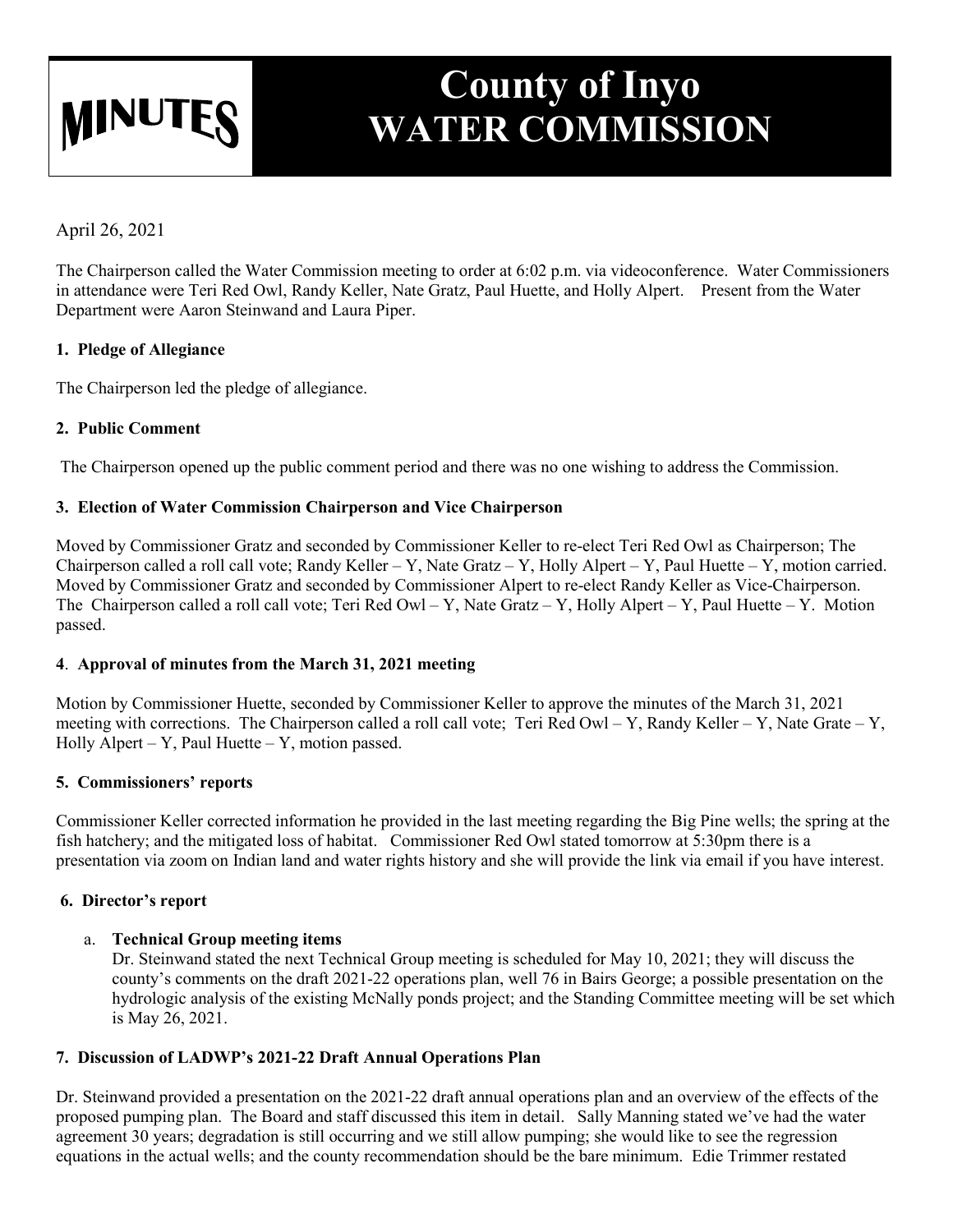# MINUTES

# County of Inyo WATER COMMISSION

April 26, 2021

The Chairperson called the Water Commission meeting to order at 6:02 p.m. via videoconference. Water Commissioners in attendance were Teri Red Owl, Randy Keller, Nate Gratz, Paul Huette, and Holly Alpert. Present from the Water Department were Aaron Steinwand and Laura Piper.

### 1. Pledge of Allegiance

The Chairperson led the pledge of allegiance.

### 2. Public Comment

The Chairperson opened up the public comment period and there was no one wishing to address the Commission.

### 3. Election of Water Commission Chairperson and Vice Chairperson

Moved by Commissioner Gratz and seconded by Commissioner Keller to re-elect Teri Red Owl as Chairperson; The Chairperson called a roll call vote; Randy Keller – Y, Nate Gratz – Y, Holly Alpert – Y, Paul Huette – Y, motion carried. Moved by Commissioner Gratz and seconded by Commissioner Alpert to re-elect Randy Keller as Vice-Chairperson. The Chairperson called a roll call vote; Teri Red Owl – Y, Nate Gratz – Y, Holly Alpert – Y, Paul Huette – Y. Motion passed.

### 4. Approval of minutes from the March 31, 2021 meeting

Motion by Commissioner Huette, seconded by Commissioner Keller to approve the minutes of the March 31, 2021 meeting with corrections. The Chairperson called a roll call vote; Teri Red Owl – Y, Randy Keller – Y, Nate Grate – Y, Holly Alpert – Y, Paul Huette – Y, motion passed.

### 5. Commissioners' reports

Commissioner Keller corrected information he provided in the last meeting regarding the Big Pine wells; the spring at the fish hatchery; and the mitigated loss of habitat. Commissioner Red Owl stated tomorrow at 5:30pm there is a presentation via zoom on Indian land and water rights history and she will provide the link via email if you have interest.

### 6. Director's report

a. **Technical Group meeting items**

Dr. Steinwand stated the next Technical Group meeting is scheduled for May 10, 2021; they will discuss the county's comments on the draft 2021-22 operations plan, well 76 in Bairs George; a possible presentation on the hydrologic analysis of the existing McNally ponds project; and the Standing Committee meeting will be set which is May 26, 2021.

### 7. Discussion of LADWP's 2021-22 Draft Annual Operations Plan

Dr. Steinwand provided a presentation on the 2021-22 draft annual operations plan and an overview of the effects of the proposed pumping plan. The Board and staff discussed this item in detail. Sally Manning stated we've had the water agreement 30 years; degradation is still occurring and we still allow pumping; she would like to see the regression equations in the actual wells; and the county recommendation should be the bare minimum. Edie Trimmer restated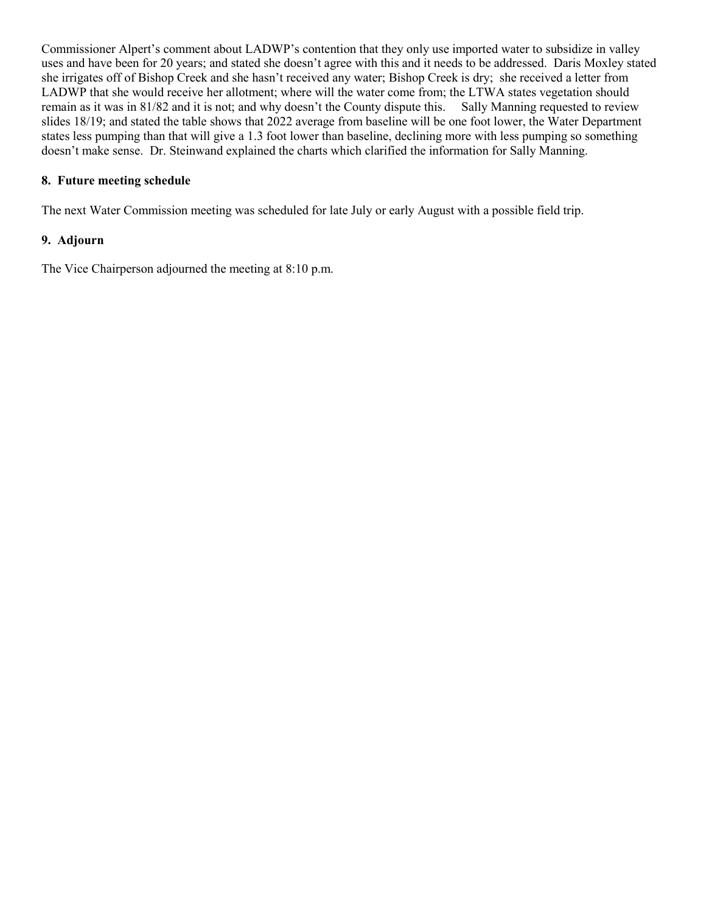Commissioner Alpert's comment about LADWP's contention that they only use imported water to subsidize in valley uses and have been for 20 years; and stated she doesn't agree with this and it needs to be addressed. Daris Moxley stated she irrigates off of Bishop Creek and she hasn't received any water; Bishop Creek is dry; she received a letter from LADWP that she would receive her allotment; where will the water come from; the LTWA states vegetation should remain as it was in 81/82 and it is not; and why doesn't the County dispute this. Sally Manning requested to review slides 18/19; and stated the table shows that 2022 average from baseline will be one foot lower, the Water Department states less pumping than that will give a 1.3 foot lower than baseline, declining more with less pumping so something doesn't make sense. Dr. Steinwand explained the charts which clarified the information for Sally Manning.

### 8. Future meeting schedule

The next Water Commission meeting was scheduled for late July or early August with a possible field trip.

### 9. Adjourn

The Vice Chairperson adjourned the meeting at 8:10 p.m.